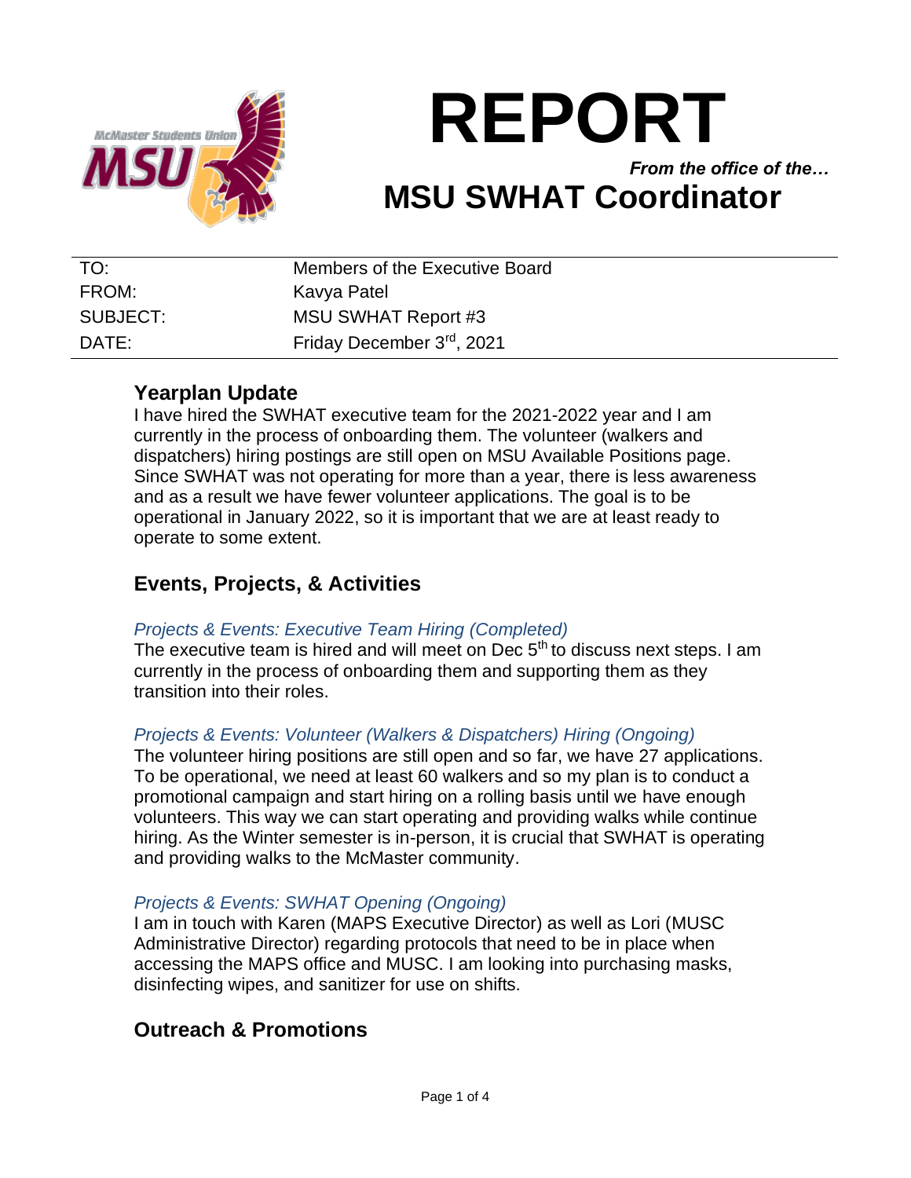# REPORT

*From the office of the…*

## MSU SWHAT Coordinator

| TO: | Members of the Executive Board |
|---|---|
| FROM: | Kavya Patel |
| SUBJECT: | MSU SWHAT Report #3 |
| DATE: | Friday December 3rd, 2021 |

### Yearplan Update

I have hired the SWHAT executive team for the 2021-2022 year and I am currently in the process of onboarding them. The volunteer (walkers and dispatchers) hiring postings are still open on MSU Available Positions page. Since SWHAT was not operating for more than a year, there is less awareness and as a result we have fewer volunteer applications. The goal is to be operational in January 2022, so it is important that we are at least ready to operate to some extent.

### Events, Projects, & Activities

*Projects & Events: Executive Team Hiring (Completed)*

The executive team is hired and will meet on Dec 5th to discuss next steps. I am currently in the process of onboarding them and supporting them as they transition into their roles.

*Projects & Events: Volunteer (Walkers & Dispatchers) Hiring (Ongoing)*

The volunteer hiring positions are still open and so far, we have 27 applications. To be operational, we need at least 60 walkers and so my plan is to conduct a promotional campaign and start hiring on a rolling basis until we have enough volunteers. This way we can start operating and providing walks while continue hiring. As the Winter semester is in-person, it is crucial that SWHAT is operating and providing walks to the McMaster community.

*Projects & Events: SWHAT Opening (Ongoing)*

I am in touch with Karen (MAPS Executive Director) as well as Lori (MUSC Administrative Director) regarding protocols that need to be in place when accessing the MAPS office and MUSC. I am looking into purchasing masks, disinfecting wipes, and sanitizer for use on shifts.

### Outreach & Promotions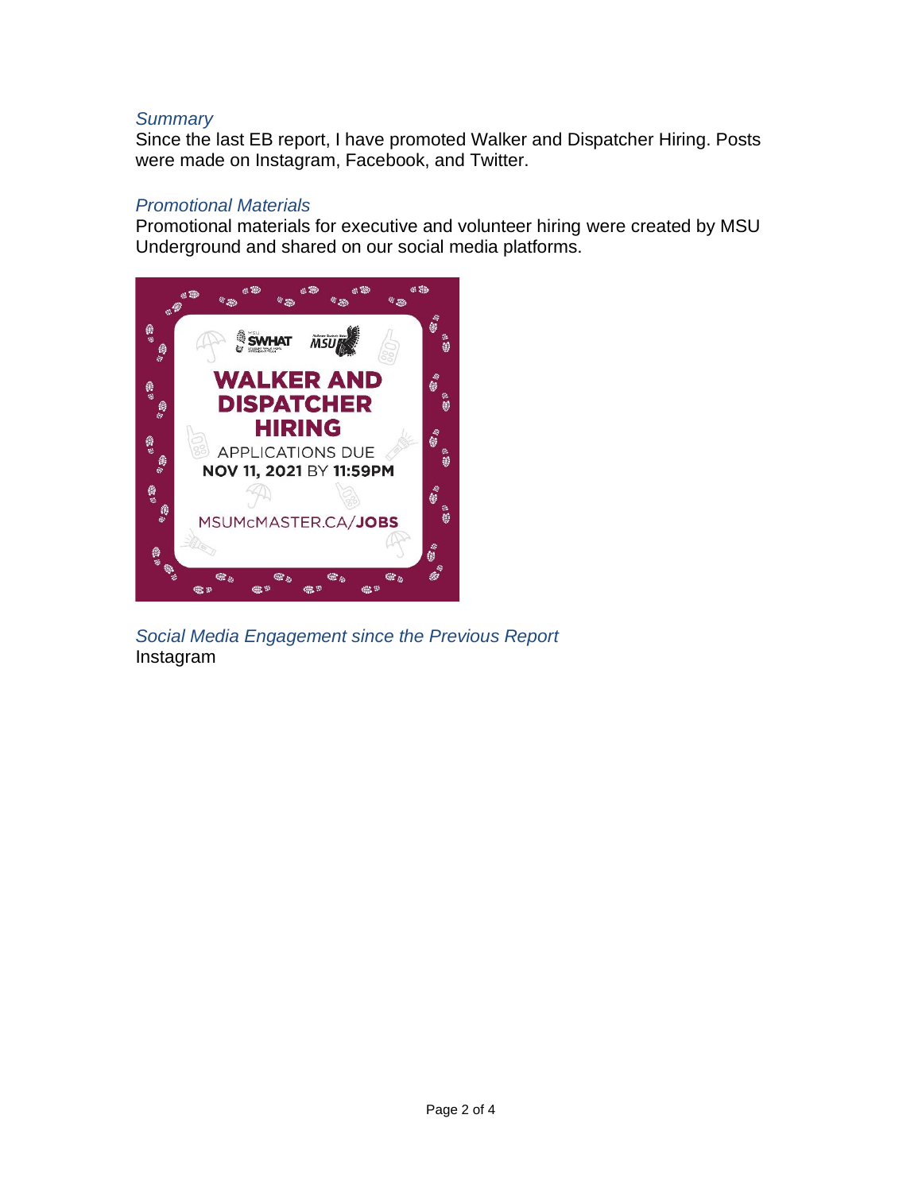*Summary*

Since the last EB report, I have promoted Walker and Dispatcher Hiring. Posts were made on Instagram, Facebook, and Twitter.

*Promotional Materials*

Promotional materials for executive and volunteer hiring were created by MSU Underground and shared on our social media platforms.

*Social Media Engagement since the Previous Report*

Instagram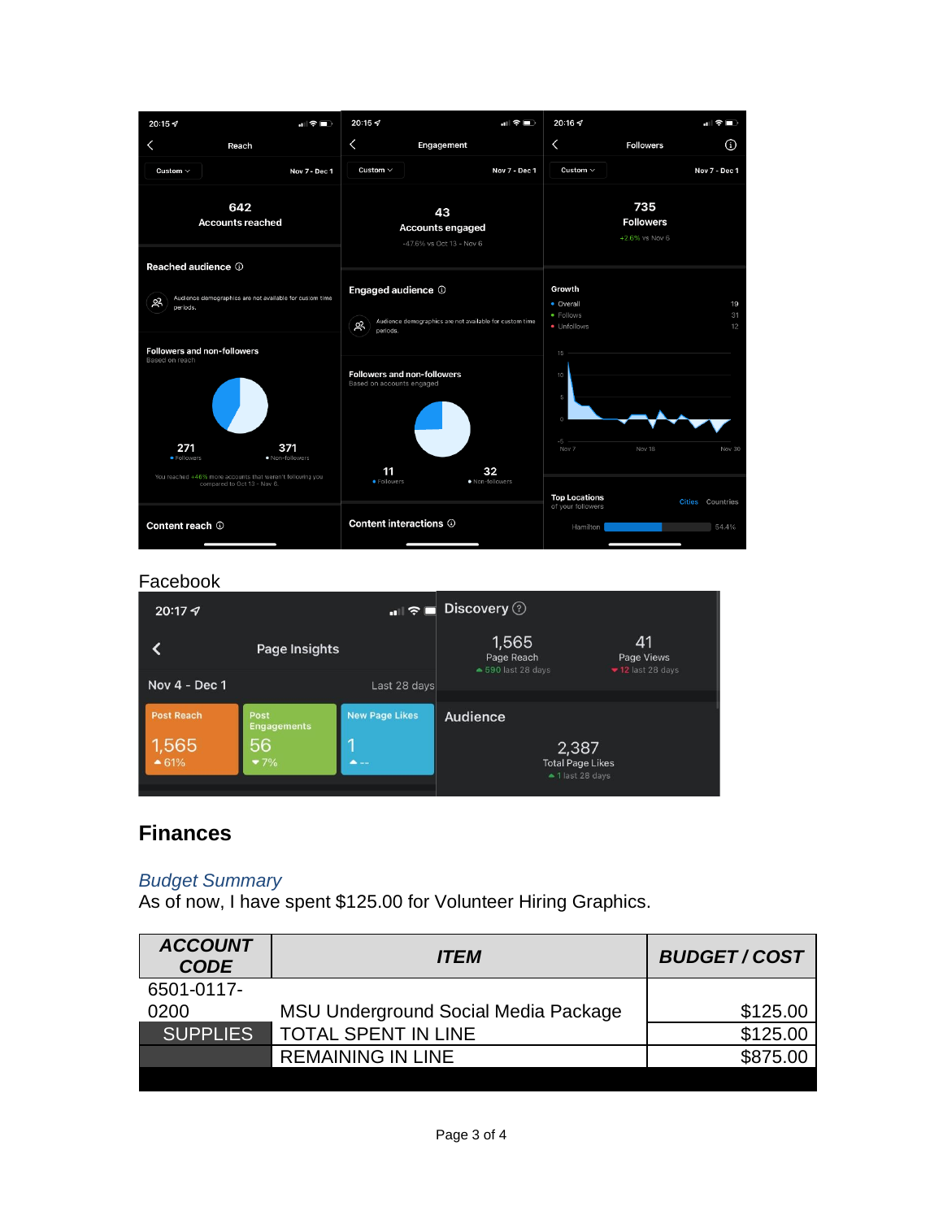Facebook

## Finances

### *Budget Summary*

As of now, I have spent $125.00 for Volunteer Hiring Graphics.

| ***ACCOUNT CODE*** | ***ITEM*** | ***BUDGET / COST*** |
|---|---|---|
| 6501-0117-0200 | MSU Underground Social Media Package | $125.00 |
| SUPPLIES | TOTAL SPENT IN LINE | $125.00 |
| | REMAINING IN LINE | $875.00 |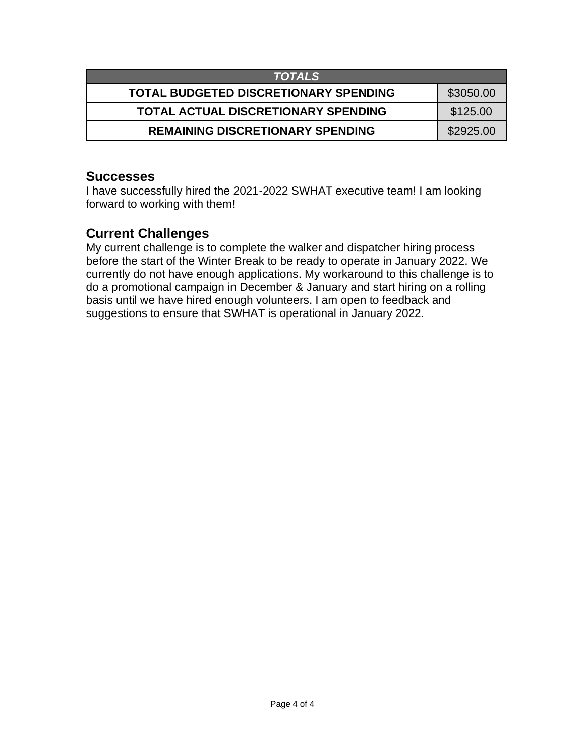| *TOTALS* | |
|---|---|
| **TOTAL BUDGETED DISCRETIONARY SPENDING** | $3050.00 |
| **TOTAL ACTUAL DISCRETIONARY SPENDING** | $125.00 |
| **REMAINING DISCRETIONARY SPENDING** | $2925.00 |

## Successes

I have successfully hired the 2021-2022 SWHAT executive team! I am looking forward to working with them!

## Current Challenges

My current challenge is to complete the walker and dispatcher hiring process before the start of the Winter Break to be ready to operate in January 2022. We currently do not have enough applications. My workaround to this challenge is to do a promotional campaign in December & January and start hiring on a rolling basis until we have hired enough volunteers. I am open to feedback and suggestions to ensure that SWHAT is operational in January 2022.